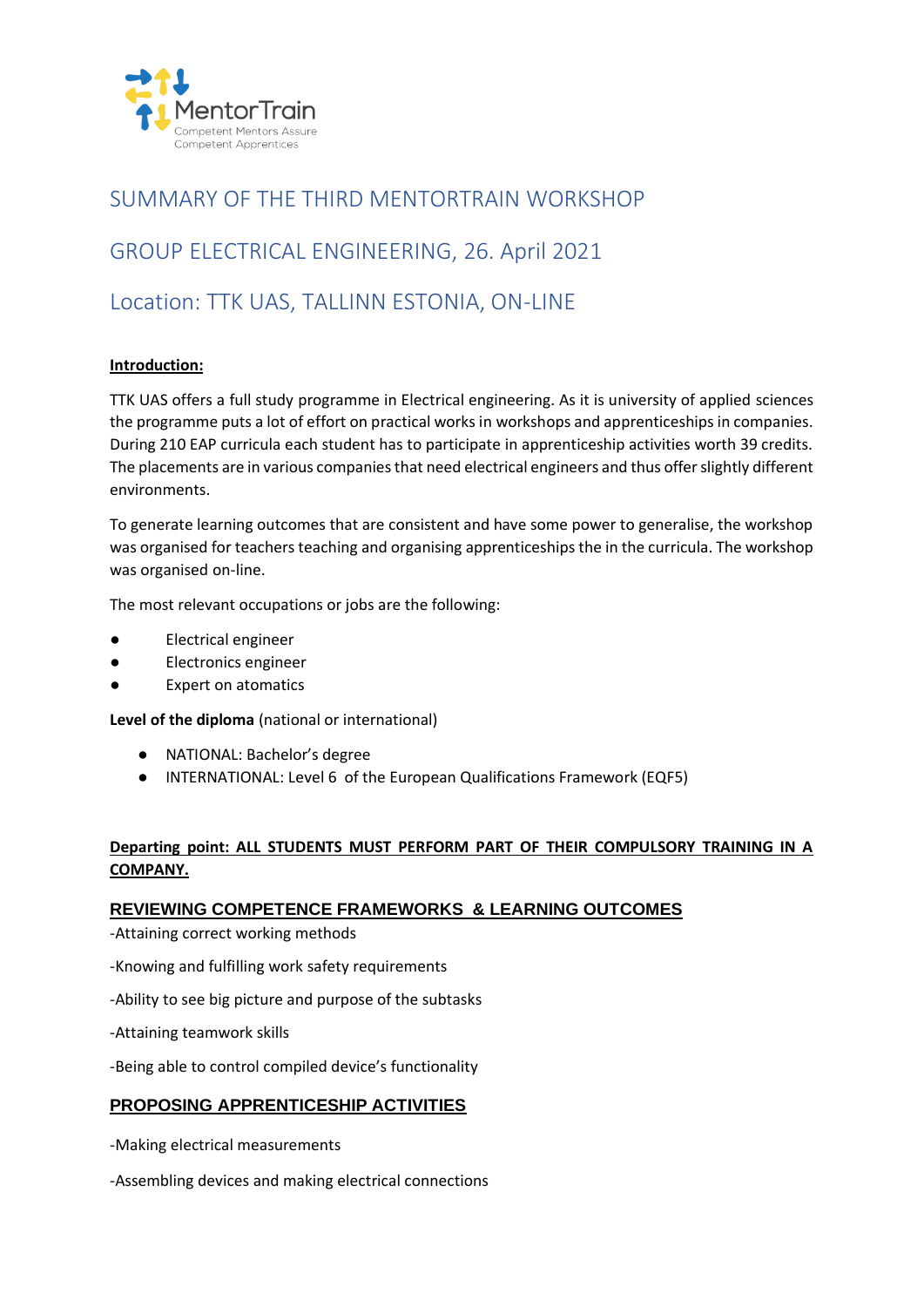MentorTrain
Competent Mentors Assure
Competent Apprentices

# SUMMARY OF THE THIRD MENTORTRAIN WORKSHOP

# GROUP ELECTRICAL ENGINEERING, 26. April 2021

# Location: TTK UAS, TALLINN ESTONIA, ON-LINE

**Introduction:**

TTK UAS offers a full study programme in Electrical engineering. As it is university of applied sciences the programme puts a lot of effort on practical works in workshops and apprenticeships in companies. During 210 EAP curricula each student has to participate in apprenticeship activities worth 39 credits. The placements are in various companies that need electrical engineers and thus offer slightly different environments.

To generate learning outcomes that are consistent and have some power to generalise, the workshop was organised for teachers teaching and organising apprenticeships the in the curricula. The workshop was organised on-line.

The most relevant occupations or jobs are the following:

- Electrical engineer
- Electronics engineer
- Expert on atomatics

**Level of the diploma** (national or international)

- NATIONAL: Bachelor's degree
- INTERNATIONAL: Level 6 of the European Qualifications Framework (EQF5)

**Departing point: ALL STUDENTS MUST PERFORM PART OF THEIR COMPULSORY TRAINING IN A COMPANY.**

## REVIEWING COMPETENCE FRAMEWORKS & LEARNING OUTCOMES

-Attaining correct working methods

-Knowing and fulfilling work safety requirements

-Ability to see big picture and purpose of the subtasks

-Attaining teamwork skills

-Being able to control compiled device's functionality

## PROPOSING APPRENTICESHIP ACTIVITIES

-Making electrical measurements

-Assembling devices and making electrical connections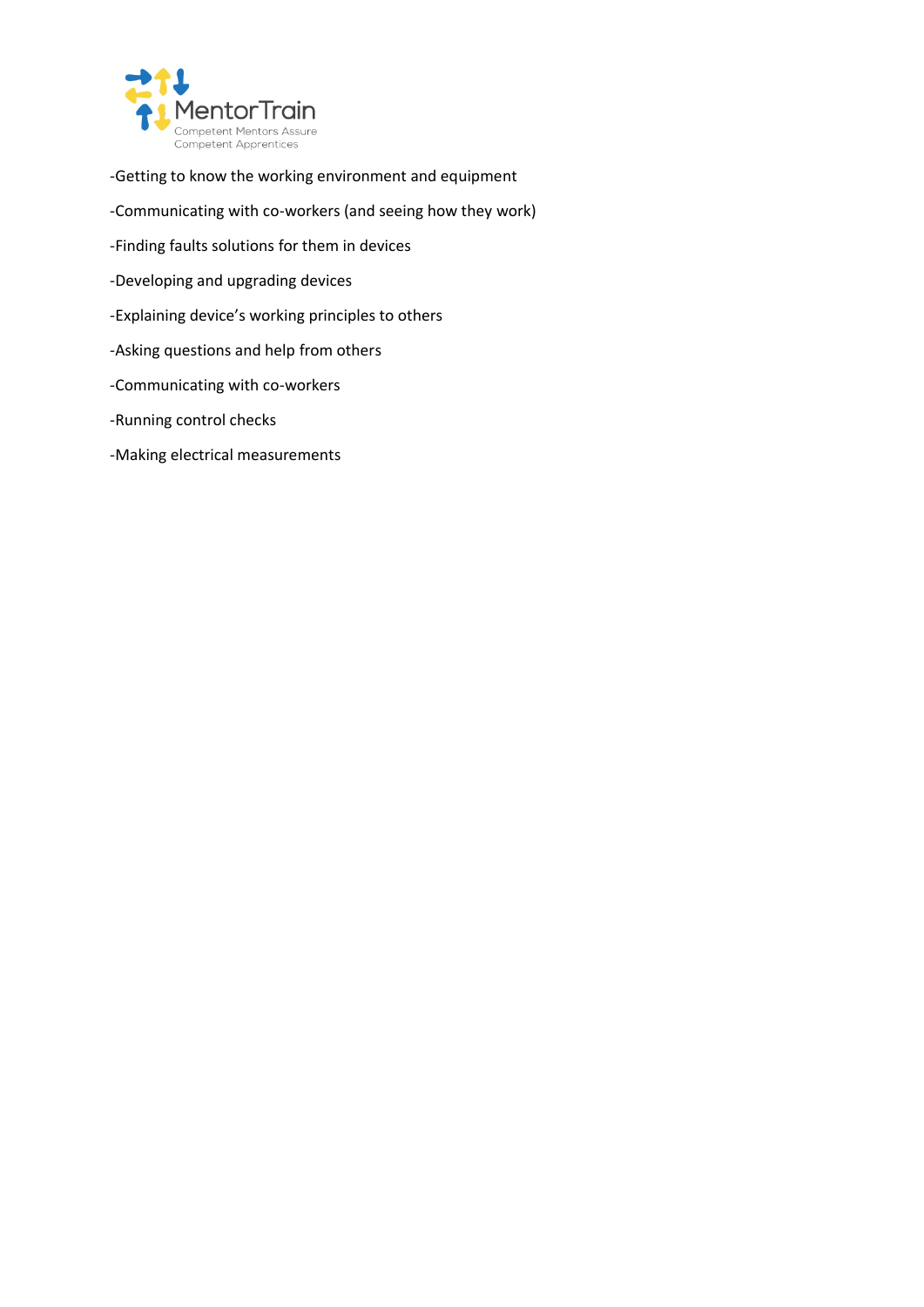-Getting to know the working environment and equipment

-Communicating with co-workers (and seeing how they work)

-Finding faults solutions for them in devices

-Developing and upgrading devices

-Explaining device's working principles to others

-Asking questions and help from others

-Communicating with co-workers

-Running control checks

-Making electrical measurements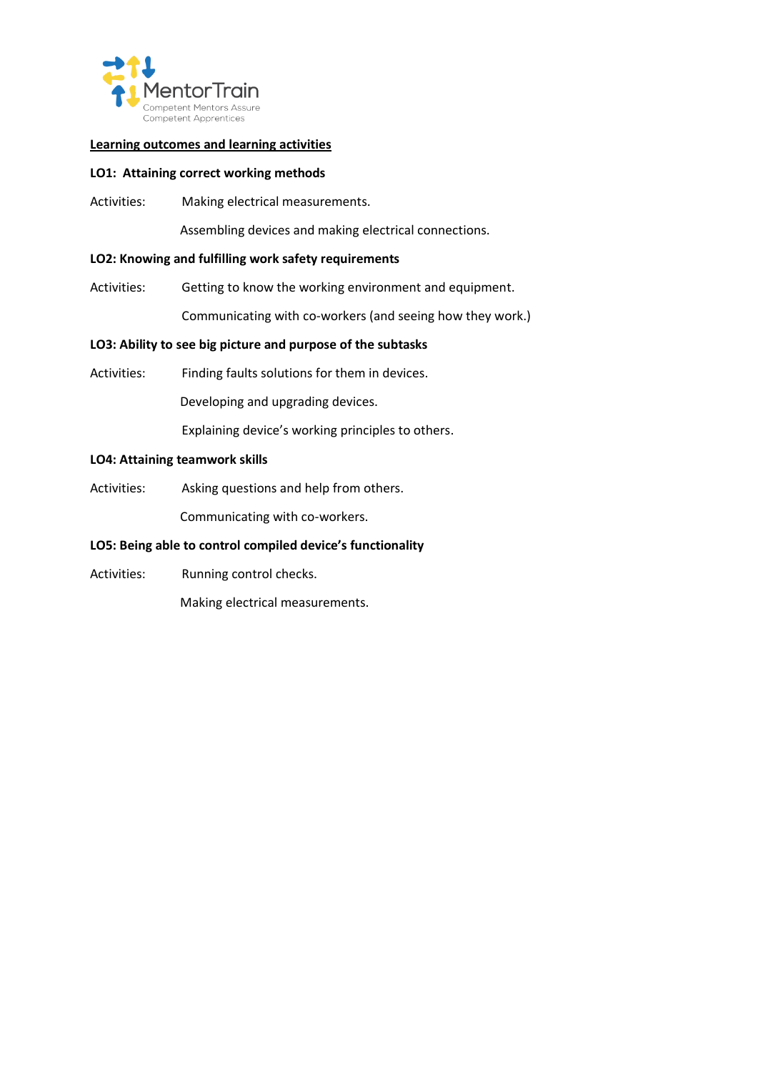MentorTrain
Competent Mentors Assure
Competent Apprentices

**Learning outcomes and learning activities**

**LO1: Attaining correct working methods**

Activities: Making electrical measurements.

Assembling devices and making electrical connections.

**LO2: Knowing and fulfilling work safety requirements**

Activities: Getting to know the working environment and equipment.

Communicating with co-workers (and seeing how they work.)

**LO3: Ability to see big picture and purpose of the subtasks**

Activities: Finding faults solutions for them in devices.

Developing and upgrading devices.

Explaining device's working principles to others.

**LO4: Attaining teamwork skills**

Activities: Asking questions and help from others.

Communicating with co-workers.

**LO5: Being able to control compiled device's functionality**

Activities: Running control checks.

Making electrical measurements.